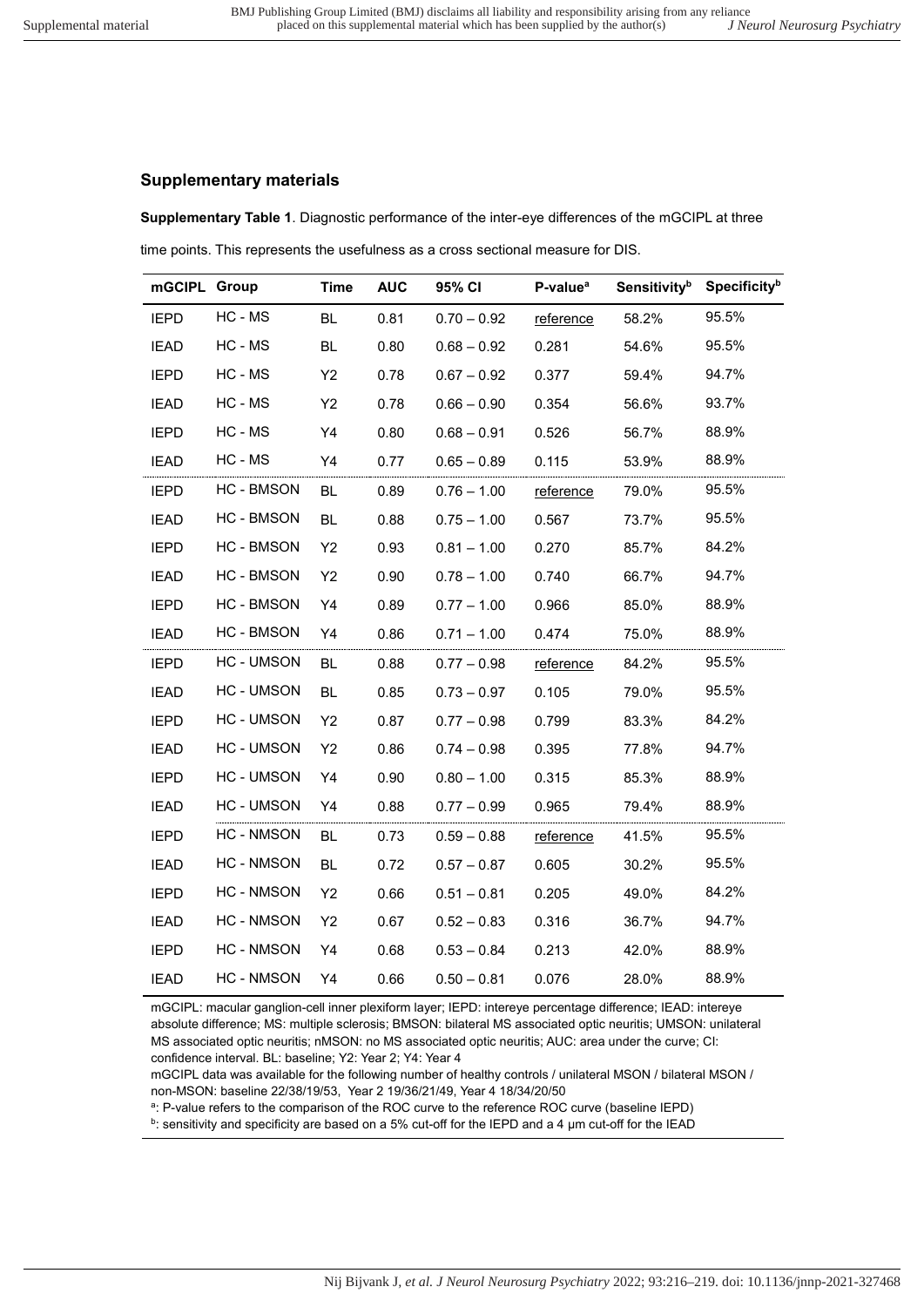## Supplementary materials

**Supplementary Table 1**. Diagnostic performance of the inter-eye differences of the mGCIPL at three time points. This represents the usefulness as a cross sectional measure for DIS.

| mGCIPL | Group | Time | AUC | 95% CI | P-value[a] | Sensitivity[b] | Specificity[b] |
|---|---|---|---|---|---|---|---|
| IEPD | HC - MS | BL | 0.81 | 0.70 – 0.92 | reference | 58.2% | 95.5% |
| IEAD | HC - MS | BL | 0.80 | 0.68 – 0.92 | 0.281 | 54.6% | 95.5% |
| IEPD | HC - MS | Y2 | 0.78 | 0.67 – 0.92 | 0.377 | 59.4% | 94.7% |
| IEAD | HC - MS | Y2 | 0.78 | 0.66 – 0.90 | 0.354 | 56.6% | 93.7% |
| IEPD | HC - MS | Y4 | 0.80 | 0.68 – 0.91 | 0.526 | 56.7% | 88.9% |
| IEAD | HC - MS | Y4 | 0.77 | 0.65 – 0.89 | 0.115 | 53.9% | 88.9% |
| IEPD | HC - BMSON | BL | 0.89 | 0.76 – 1.00 | reference | 79.0% | 95.5% |
| IEAD | HC - BMSON | BL | 0.88 | 0.75 – 1.00 | 0.567 | 73.7% | 95.5% |
| IEPD | HC - BMSON | Y2 | 0.93 | 0.81 – 1.00 | 0.270 | 85.7% | 84.2% |
| IEAD | HC - BMSON | Y2 | 0.90 | 0.78 – 1.00 | 0.740 | 66.7% | 94.7% |
| IEPD | HC - BMSON | Y4 | 0.89 | 0.77 – 1.00 | 0.966 | 85.0% | 88.9% |
| IEAD | HC - BMSON | Y4 | 0.86 | 0.71 – 1.00 | 0.474 | 75.0% | 88.9% |
| IEPD | HC - UMSON | BL | 0.88 | 0.77 – 0.98 | reference | 84.2% | 95.5% |
| IEAD | HC - UMSON | BL | 0.85 | 0.73 – 0.97 | 0.105 | 79.0% | 95.5% |
| IEPD | HC - UMSON | Y2 | 0.87 | 0.77 – 0.98 | 0.799 | 83.3% | 84.2% |
| IEAD | HC - UMSON | Y2 | 0.86 | 0.74 – 0.98 | 0.395 | 77.8% | 94.7% |
| IEPD | HC - UMSON | Y4 | 0.90 | 0.80 – 1.00 | 0.315 | 85.3% | 88.9% |
| IEAD | HC - UMSON | Y4 | 0.88 | 0.77 – 0.99 | 0.965 | 79.4% | 88.9% |
| IEPD | HC - NMSON | BL | 0.73 | 0.59 – 0.88 | reference | 41.5% | 95.5% |
| IEAD | HC - NMSON | BL | 0.72 | 0.57 – 0.87 | 0.605 | 30.2% | 95.5% |
| IEPD | HC - NMSON | Y2 | 0.66 | 0.51 – 0.81 | 0.205 | 49.0% | 84.2% |
| IEAD | HC - NMSON | Y2 | 0.67 | 0.52 – 0.83 | 0.316 | 36.7% | 94.7% |
| IEPD | HC - NMSON | Y4 | 0.68 | 0.53 – 0.84 | 0.213 | 42.0% | 88.9% |
| IEAD | HC - NMSON | Y4 | 0.66 | 0.50 – 0.81 | 0.076 | 28.0% | 88.9% |

mGCIPL: macular ganglion-cell inner plexiform layer; IEPD: intereye percentage difference; IEAD: intereye absolute difference; MS: multiple sclerosis; BMSON: bilateral MS associated optic neuritis; UMSON: unilateral MS associated optic neuritis; nMSON: no MS associated optic neuritis; AUC: area under the curve; CI: confidence interval. BL: baseline; Y2: Year 2; Y4: Year 4

mGCIPL data was available for the following number of healthy controls / unilateral MSON / bilateral MSON / non-MSON: baseline 22/38/19/53, Year 2 19/36/21/49, Year 4 18/34/20/50

[a]: P-value refers to the comparison of the ROC curve to the reference ROC curve (baseline IEPD)

[b]: sensitivity and specificity are based on a 5% cut-off for the IEPD and a 4 μm cut-off for the IEAD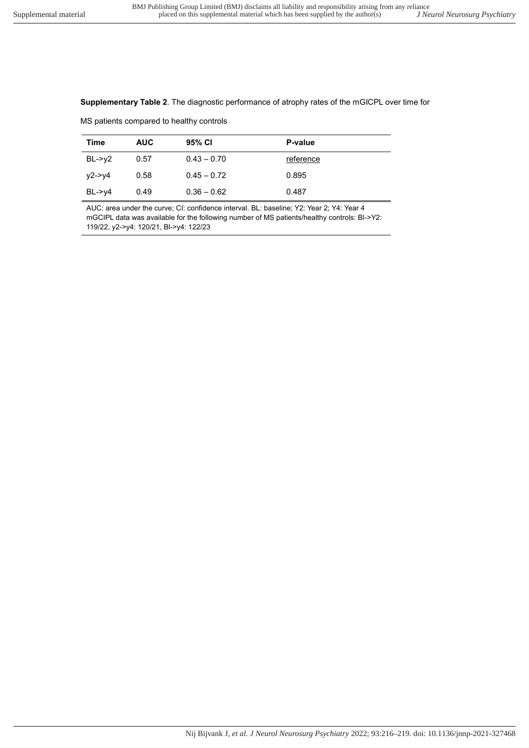**Supplementary Table 2**. The diagnostic performance of atrophy rates of the mGICPL over time for MS patients compared to healthy controls

| Time | AUC | 95% CI | P-value |
|---|---|---|---|
| BL->y2 | 0.57 | 0.43 – 0.70 | reference |
| y2->y4 | 0.58 | 0.45 – 0.72 | 0.895 |
| BL->y4 | 0.49 | 0.36 – 0.62 | 0.487 |

AUC: area under the curve; CI: confidence interval. BL: baseline; Y2: Year 2; Y4: Year 4
mGCIPL data was available for the following number of MS patients/healthy controls: Bl->Y2: 119/22, y2->y4: 120/21, Bl->y4: 122/23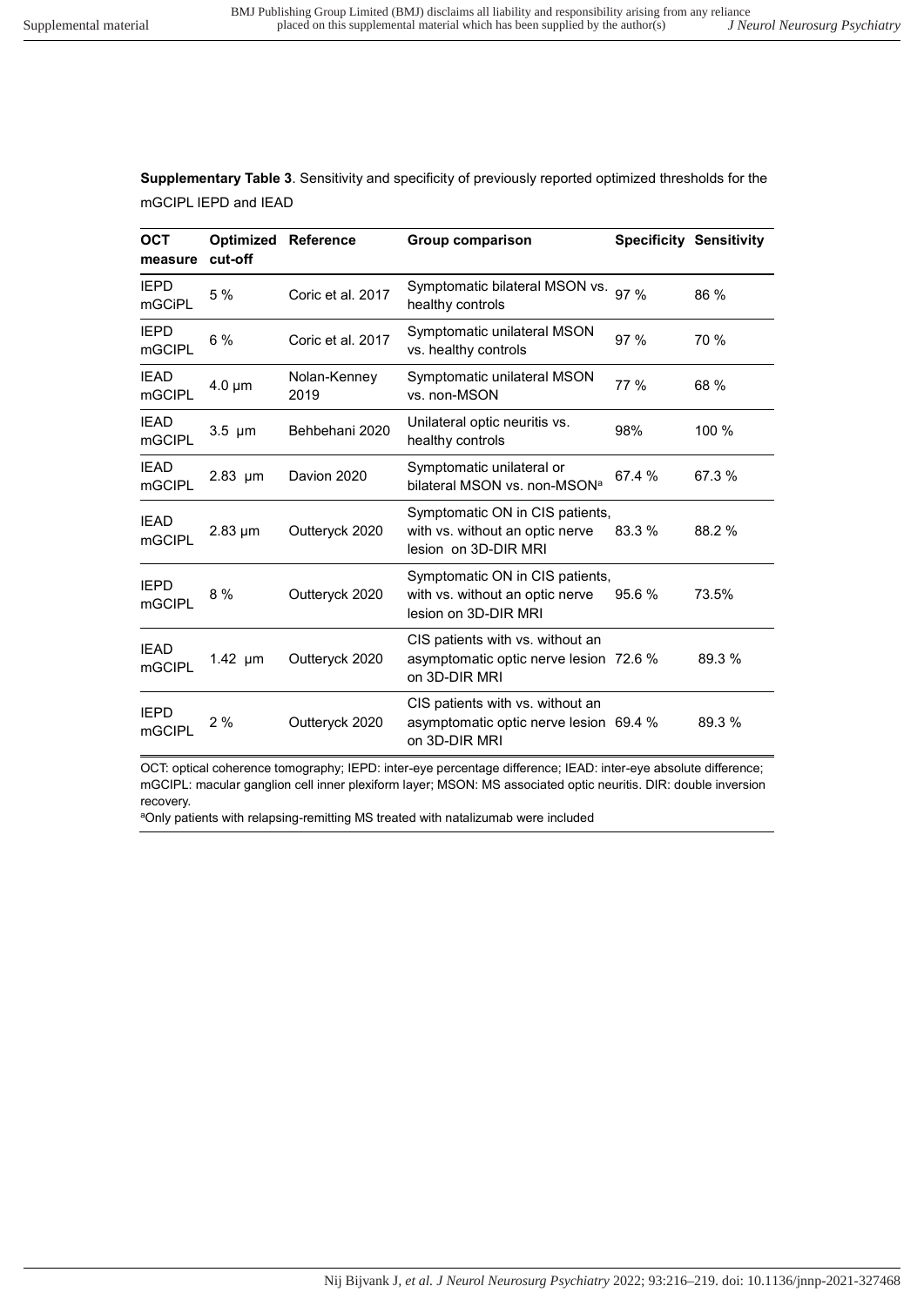**Supplementary Table 3**. Sensitivity and specificity of previously reported optimized thresholds for the mGCIPL IEPD and IEAD

| OCT measure | Optimized cut-off | Reference | Group comparison | Specificity | Sensitivity |
|---|---|---|---|---|---|
| IEPD mGCiPL | 5 % | Coric et al. 2017 | Symptomatic bilateral MSON vs. healthy controls | 97 % | 86 % |
| IEPD mGCIPL | 6 % | Coric et al. 2017 | Symptomatic unilateral MSON vs. healthy controls | 97 % | 70 % |
| IEAD mGCIPL | 4.0 µm | Nolan-Kenney 2019 | Symptomatic unilateral MSON vs. non-MSON | 77 % | 68 % |
| IEAD mGCIPL | 3.5 µm | Behbehani 2020 | Unilateral optic neuritis vs. healthy controls | 98% | 100 % |
| IEAD mGCIPL | 2.83 µm | Davion 2020 | Symptomatic unilateral or bilateral MSON vs. non-MSON[a] | 67.4 % | 67.3 % |
| IEAD mGCIPL | 2.83 µm | Outteryck 2020 | Symptomatic ON in CIS patients, with vs. without an optic nerve lesion on 3D-DIR MRI | 83.3 % | 88.2 % |
| IEPD mGCIPL | 8 % | Outteryck 2020 | Symptomatic ON in CIS patients, with vs. without an optic nerve lesion on 3D-DIR MRI | 95.6 % | 73.5% |
| IEAD mGCIPL | 1.42 µm | Outteryck 2020 | CIS patients with vs. without an asymptomatic optic nerve lesion on 3D-DIR MRI | 72.6 % | 89.3 % |
| IEPD mGCIPL | 2 % | Outteryck 2020 | CIS patients with vs. without an asymptomatic optic nerve lesion on 3D-DIR MRI | 69.4 % | 89.3 % |

OCT: optical coherence tomography; IEPD: inter-eye percentage difference; IEAD: inter-eye absolute difference; mGCIPL: macular ganglion cell inner plexiform layer; MSON: MS associated optic neuritis. DIR: double inversion recovery.

[a]Only patients with relapsing-remitting MS treated with natalizumab were included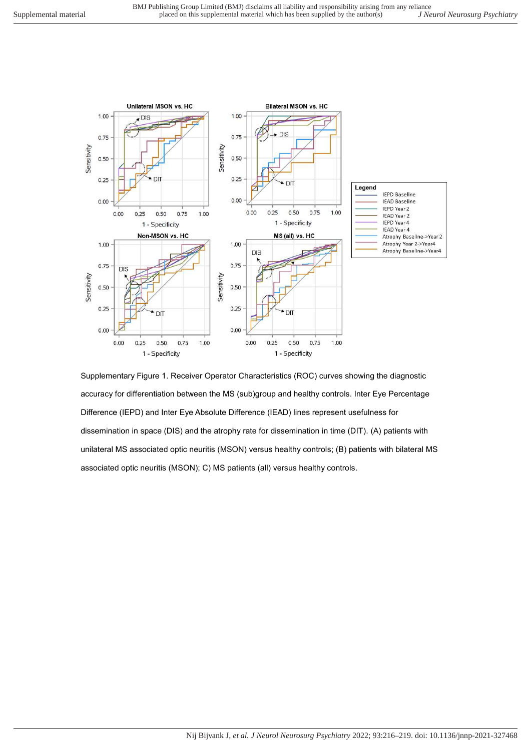Supplementary Figure 1. Receiver Operator Characteristics (ROC) curves showing the diagnostic accuracy for differentiation between the MS (sub)group and healthy controls. Inter Eye Percentage Difference (IEPD) and Inter Eye Absolute Difference (IEAD) lines represent usefulness for dissemination in space (DIS) and the atrophy rate for dissemination in time (DIT). (A) patients with unilateral MS associated optic neuritis (MSON) versus healthy controls; (B) patients with bilateral MS associated optic neuritis (MSON); C) MS patients (all) versus healthy controls.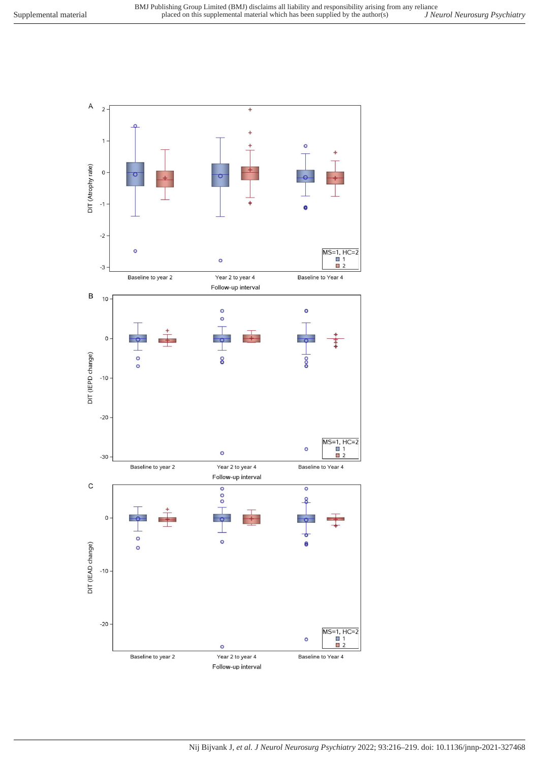A

DIT (Atrophy rate)

Baseline to year 2 | Year 2 to year 4 | Baseline to Year 4

Follow-up interval

MS=1, HC=2
1
2

B

DIT (IEPD change)

Baseline to year 2 | Year 2 to year 4 | Baseline to Year 4

Follow-up interval

MS=1, HC=2
1
2

C

DIT (IEAD change)

Baseline to year 2 | Year 2 to year 4 | Baseline to Year 4

Follow-up interval

MS=1, HC=2
1
2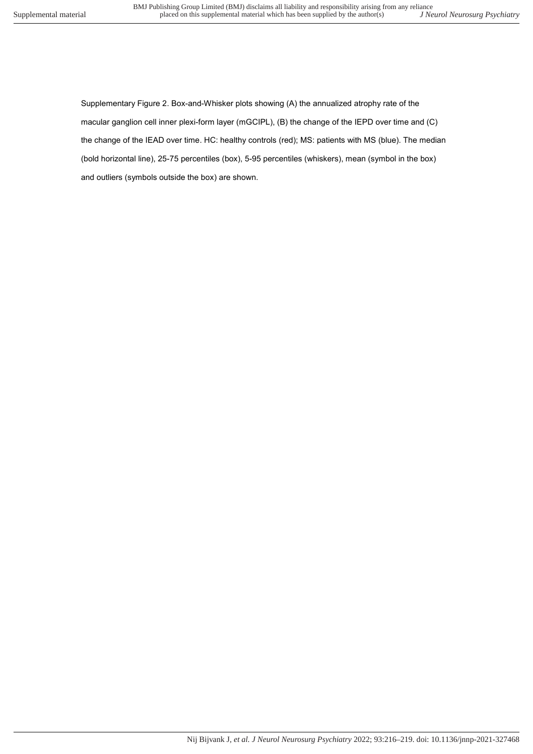Supplementary Figure 2. Box-and-Whisker plots showing (A) the annualized atrophy rate of the macular ganglion cell inner plexi-form layer (mGCIPL), (B) the change of the IEPD over time and (C) the change of the IEAD over time. HC: healthy controls (red); MS: patients with MS (blue). The median (bold horizontal line), 25-75 percentiles (box), 5-95 percentiles (whiskers), mean (symbol in the box) and outliers (symbols outside the box) are shown.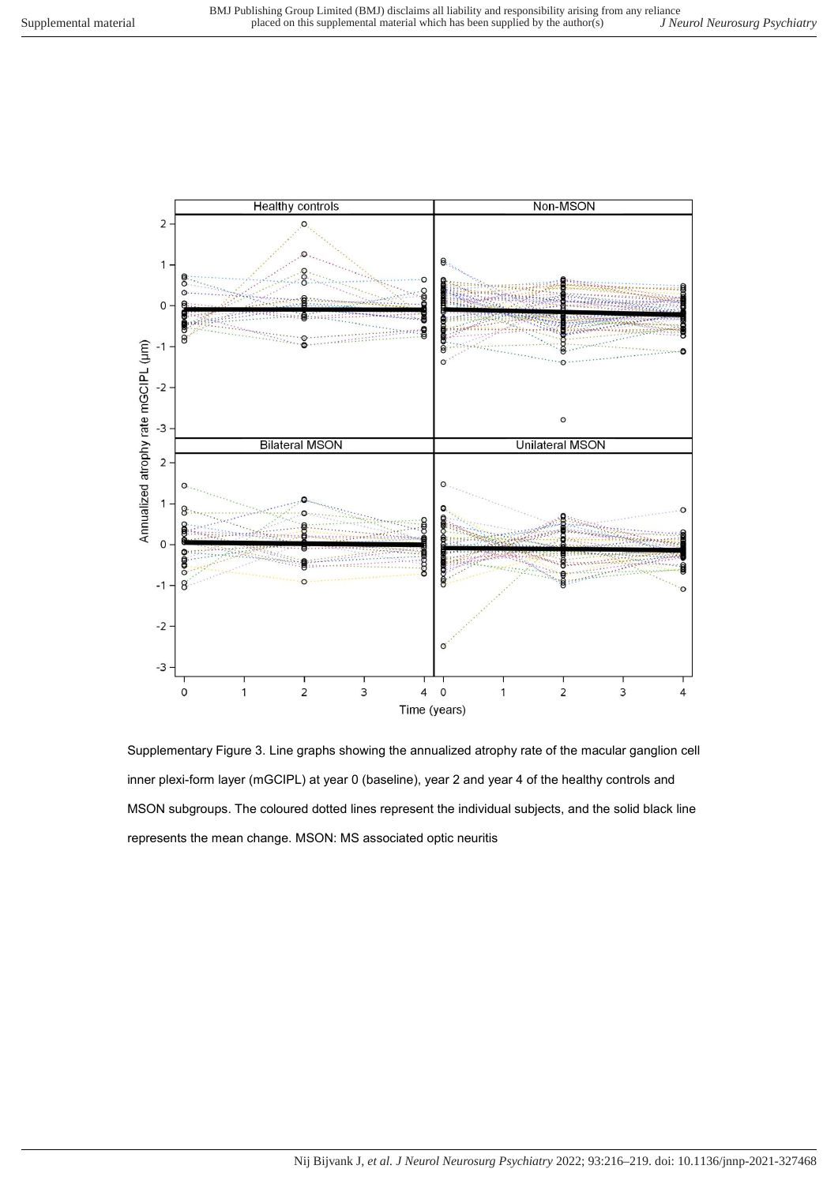Supplementary Figure 3. Line graphs showing the annualized atrophy rate of the macular ganglion cell inner plexi-form layer (mGCIPL) at year 0 (baseline), year 2 and year 4 of the healthy controls and MSON subgroups. The coloured dotted lines represent the individual subjects, and the solid black line represents the mean change. MSON: MS associated optic neuritis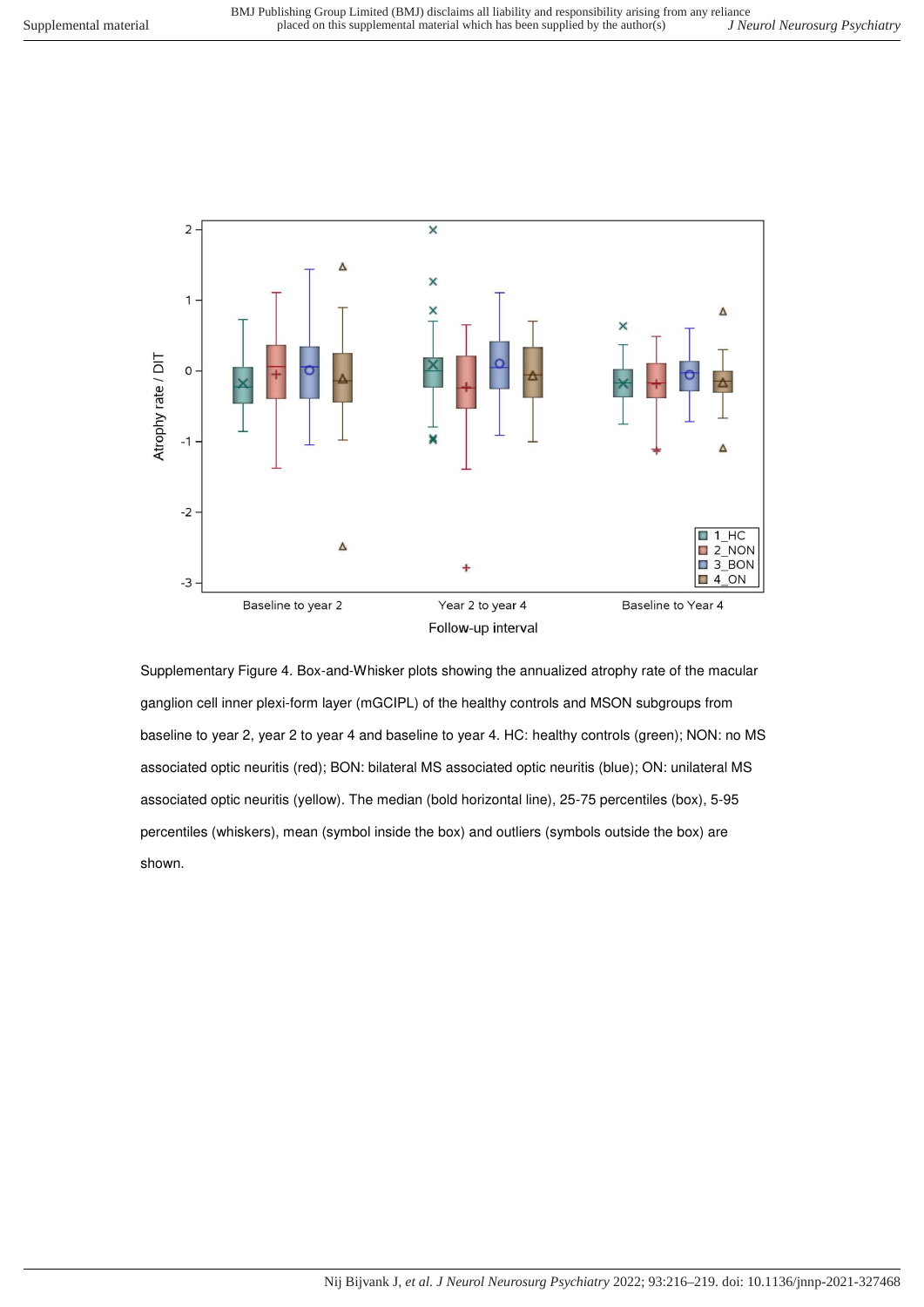Supplementary Figure 4. Box-and-Whisker plots showing the annualized atrophy rate of the macular ganglion cell inner plexi-form layer (mGCIPL) of the healthy controls and MSON subgroups from baseline to year 2, year 2 to year 4 and baseline to year 4. HC: healthy controls (green); NON: no MS associated optic neuritis (red); BON: bilateral MS associated optic neuritis (blue); ON: unilateral MS associated optic neuritis (yellow). The median (bold horizontal line), 25-75 percentiles (box), 5-95 percentiles (whiskers), mean (symbol inside the box) and outliers (symbols outside the box) are shown.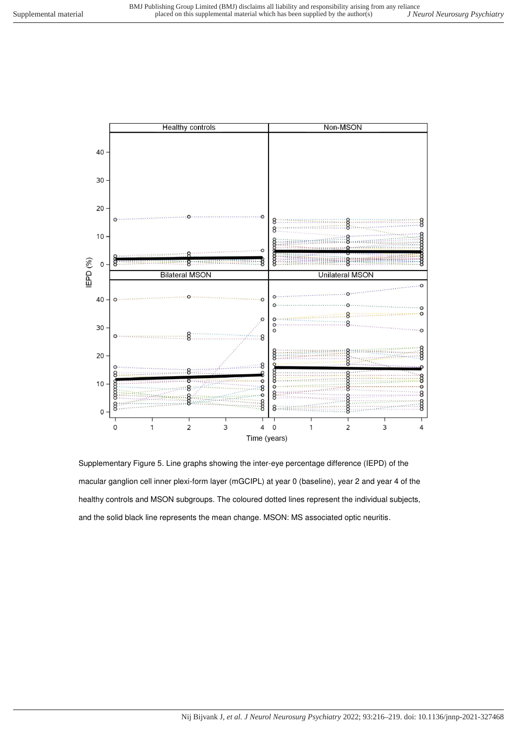Supplementary Figure 5. Line graphs showing the inter-eye percentage difference (IEPD) of the macular ganglion cell inner plexi-form layer (mGCIPL) at year 0 (baseline), year 2 and year 4 of the healthy controls and MSON subgroups. The coloured dotted lines represent the individual subjects, and the solid black line represents the mean change. MSON: MS associated optic neuritis.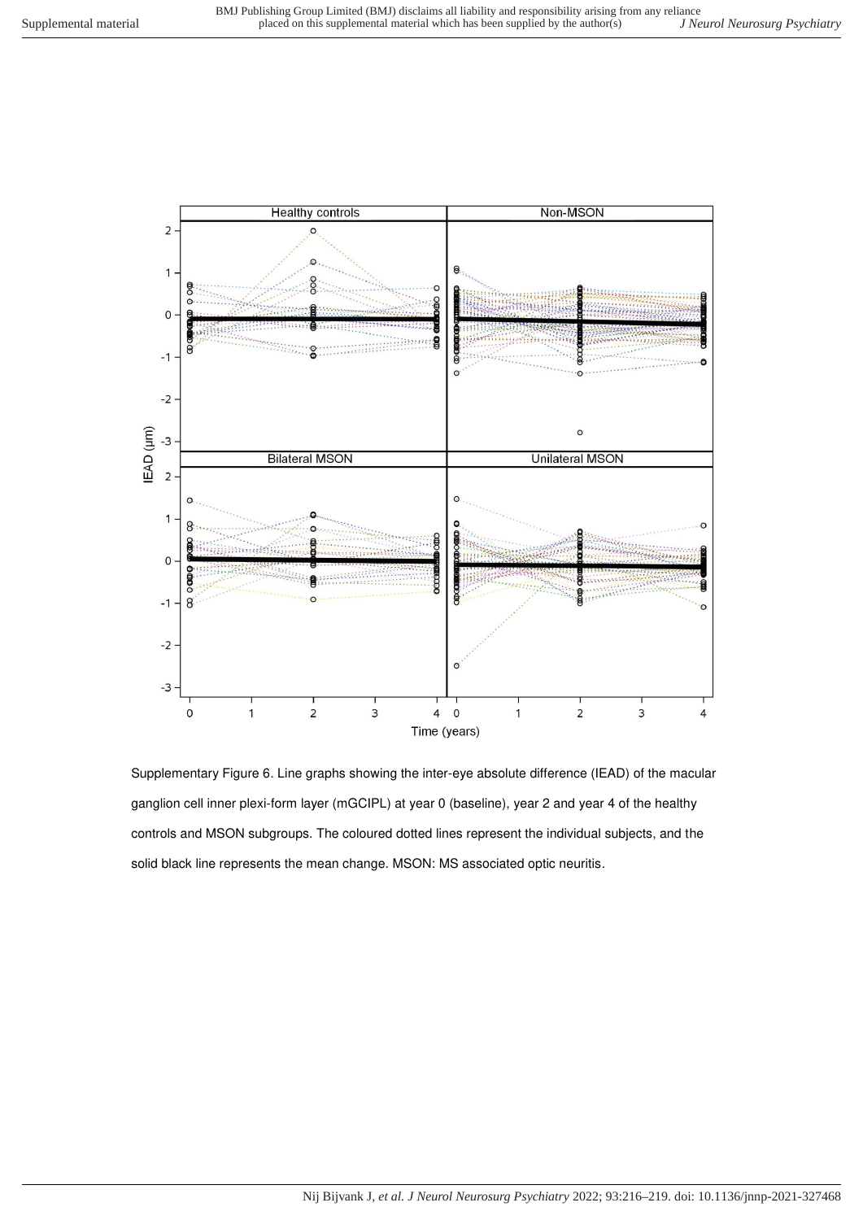Healthy controls

Non-MSON

Bilateral MSON

Unilateral MSON

IEAD (µm)

2

1

0

-1

-2

-3

0 1 2 3 4

Time (years)

Supplementary Figure 6. Line graphs showing the inter-eye absolute difference (IEAD) of the macular ganglion cell inner plexi-form layer (mGCIPL) at year 0 (baseline), year 2 and year 4 of the healthy controls and MSON subgroups. The coloured dotted lines represent the individual subjects, and the solid black line represents the mean change. MSON: MS associated optic neuritis.